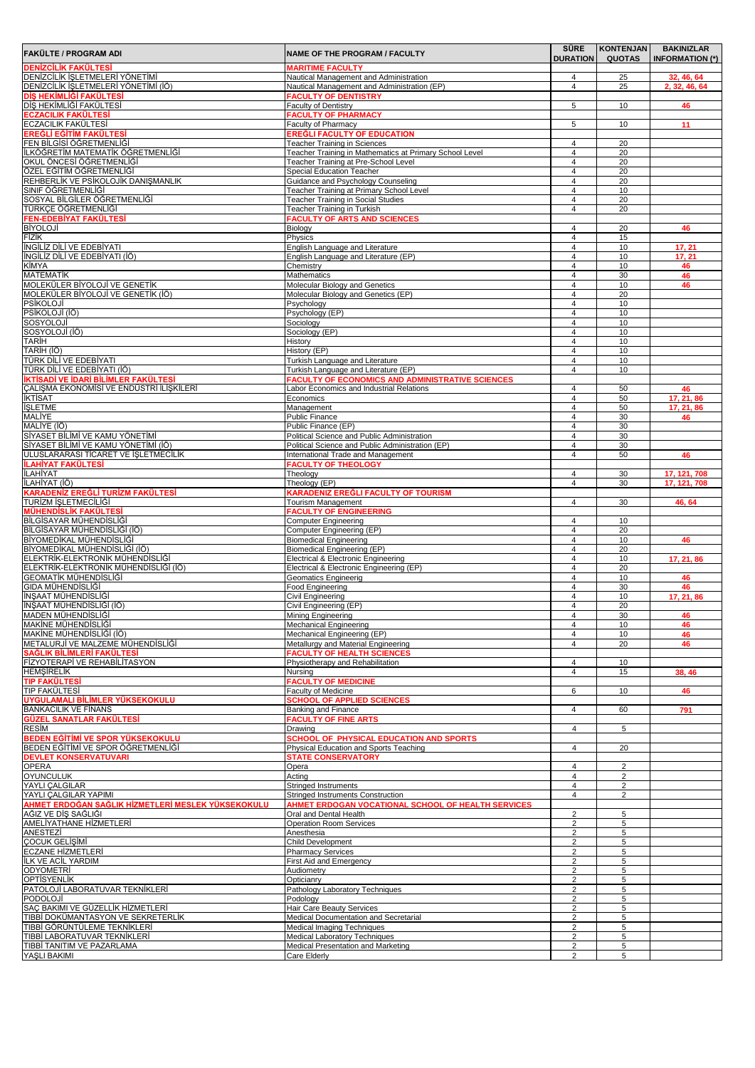| FAKÜLTE / PROGRAM ADI | NAME OF THE PROGRAM / FACULTY | SÜRE DURATION | KONTENJAN QUOTAS | BAKINIZLAR INFORMATION (*) |
|---|---|---|---|---|
| **DENİZCİLİK FAKÜLTESİ** | **MARITIME FACULTY** | | | |
| DENİZCİLİK İŞLETMELERİ YÖNETİMİ | Nautical Management and Administration | 4 | 25 | 32, 46, 64 |
| DENİZCİLİK İŞLETMELERİ YÖNETİMİ (İÖ) | Nautical Management and Administration (EP) | 4 | 25 | 2, 32, 46, 64 |
| **DİŞ HEKİMLİĞİ FAKÜLTESİ** | **FACULTY OF DENTISTRY** | | | |
| DİŞ HEKİMLİĞİ FAKÜLTESİ | Faculty of Dentistry | 5 | 10 | 46 |
| **ECZACILIK FAKÜLTESİ** | **FACULTY OF PHARMACY** | | | |
| ECZACILIK FAKÜLTESİ | Faculty of Pharmacy | 5 | 10 | 11 |
| **EREĞLİ EĞİTİM FAKÜLTESİ** | **EREĞLİ FACULTY OF EDUCATION** | | | |
| FEN BİLGİSİ ÖĞRETMENLİĞİ | Teacher Training in Sciences | 4 | 20 | |
| İLKÖĞRETİM MATEMATİK ÖĞRETMENLİĞİ | Teacher Training in Mathematics at Primary School Level | 4 | 20 | |
| OKUL ÖNCESİ ÖĞRETMENLİĞİ | Teacher Training at Pre-School Level | 4 | 20 | |
| ÖZEL EĞİTİM ÖĞRETMENLİĞİ | Special Education Teacher | 4 | 20 | |
| REHBERLİK VE PSİKOLOJİK DANIŞMANLIK | Guidance and Psychology Counseling | 4 | 20 | |
| SINIF ÖĞRETMENLİĞİ | Teacher Training at Primary School Level | 4 | 10 | |
| SOSYAL BİLGİLER ÖĞRETMENLİĞİ | Teacher Training in Social Studies | 4 | 20 | |
| TÜRKÇE ÖĞRETMENLİĞİ | Teacher Training in Turkish | 4 | 20 | |
| **FEN-EDEBİYAT FAKÜLTESİ** | **FACULTY OF ARTS AND SCIENCES** | | | |
| BİYOLOJİ | Biology | 4 | 20 | 46 |
| FİZİK | Physics | 4 | 15 | |
| İNGİLİZ DİLİ VE EDEBİYATI | English Language and Literature | 4 | 10 | 17, 21 |
| İNGİLİZ DİLİ VE EDEBİYATI (İÖ) | English Language and Literature (EP) | 4 | 10 | 17, 21 |
| KİMYA | Chemistry | 4 | 10 | 46 |
| MATEMATİK | Mathematics | 4 | 30 | 46 |
| MOLEKÜLER BİYOLOJİ VE GENETİK | Molecular Biology and Genetics | 4 | 10 | 46 |
| MOLEKÜLER BİYOLOJİ VE GENETİK (İÖ) | Molecular Biology and Genetics (EP) | 4 | 20 | |
| PSİKOLOJİ | Psychology | 4 | 10 | |
| PSİKOLOJİ (İÖ) | Psychology (EP) | 4 | 10 | |
| SOSYOLOJİ | Sociology | 4 | 10 | |
| SOSYOLOJİ (İÖ) | Sociology (EP) | 4 | 10 | |
| TARİH | History | 4 | 10 | |
| TARİH (İÖ) | History (EP) | 4 | 10 | |
| TÜRK DİLİ VE EDEBİYATI | Turkish Language and Literature | 4 | 10 | |
| TÜRK DİLİ VE EDEBİYATI (İÖ) | Turkish Language and Literature (EP) | 4 | 10 | |
| **İKTİSADİ VE İDARİ BİLİMLER FAKÜLTESİ** | **FACULTY OF ECONOMICS AND ADMINISTRATIVE SCIENCES** | | | |
| ÇALIŞMA EKONOMİSİ VE ENDÜSTRİ İLİŞKİLERİ | Labor Economics and Industrial Relations | 4 | 50 | 46 |
| İKTİSAT | Economics | 4 | 50 | 17, 21, 86 |
| İŞLETME | Management | 4 | 50 | 17, 21, 86 |
| MALİYE | Public Finance | 4 | 30 | 46 |
| MALİYE (İÖ) | Public Finance (EP) | 4 | 30 | |
| SİYASET BİLİMİ VE KAMU YÖNETİMİ | Political Science and Public Administration | 4 | 30 | |
| SİYASET BİLİMİ VE KAMU YÖNETİMİ (İÖ) | Political Science and Public Administration (EP) | 4 | 30 | |
| ULUSLARARASI TİCARET VE İŞLETMECİLİK | International Trade and Management | 4 | 50 | 46 |
| **İLAHİYAT FAKÜLTESİ** | **FACULTY OF THEOLOGY** | | | |
| İLAHİYAT | Theology | 4 | 30 | 17, 121, 708 |
| İLAHİYAT (İÖ) | Theology (EP) | 4 | 30 | 17, 121, 708 |
| **KARADENİZ EREĞLİ TURİZM FAKÜLTESİ** | **KARADENIZ EREĞLI FACULTY OF TOURISM** | | | |
| TURİZM İŞLETMECİLİĞİ | Tourism Management | 4 | 30 | 46, 64 |
| **MÜHENDİSLİK FAKÜLTESİ** | **FACULTY OF ENGINEERING** | | | |
| BİLGİSAYAR MÜHENDİSLİĞİ | Computer Engineering | 4 | 10 | |
| BİLGİSAYAR MÜHENDİSLİĞİ (İÖ) | Computer Engineering (EP) | 4 | 20 | |
| BİYOMEDİKAL MÜHENDİSLİĞİ | Biomedical Engineering | 4 | 10 | 46 |
| BİYOMEDİKAL MÜHENDİSLİĞİ (İÖ) | Biomedical Engineering (EP) | 4 | 20 | |
| ELEKTRİK-ELEKTRONİK MÜHENDİSLİĞİ | Electrical & Electronic Engineering | 4 | 10 | 17, 21, 86 |
| ELEKTRİK-ELEKTRONİK MÜHENDİSLİĞİ (İÖ) | Electrical & Electronic Engineering (EP) | 4 | 20 | |
| GEOMATİK MÜHENDİSLİĞİ | Geomatics Engineerig | 4 | 10 | 46 |
| GIDA MÜHENDİSLİĞİ | Food Engineering | 4 | 30 | 46 |
| İNŞAAT MÜHENDİSLİĞİ | Civil Engineering | 4 | 10 | 17, 21, 86 |
| İNŞAAT MÜHENDİSLİĞİ (İÖ) | Civil Engineering (EP) | 4 | 20 | |
| MADEN MÜHENDİSLİĞİ | Mining Engineering | 4 | 30 | 46 |
| MAKİNE MÜHENDİSLİĞİ | Mechanical Engineering | 4 | 10 | 46 |
| MAKİNE MÜHENDİSLİĞİ (İÖ) | Mechanical Engineering (EP) | 4 | 10 | 46 |
| METALURJİ VE MALZEME MÜHENDİSLİĞİ | Metallurgy and Material Engineering | 4 | 20 | 46 |
| **SAĞLIK BİLİMLERİ FAKÜLTESİ** | **FACULTY OF HEALTH SCIENCES** | | | |
| FİZYOTERAPİ VE REHABİLİTASYON | Physiotherapy and Rehabilitation | 4 | 10 | |
| HEMŞİRELİK | Nursing | 4 | 15 | 38, 46 |
| **TIP FAKÜLTESİ** | **FACULTY OF MEDICINE** | | | |
| TIP FAKÜLTESİ | Faculty of Medicine | 6 | 10 | 46 |
| **UYGULAMALI BİLİMLER YÜKSEKOKULU** | **SCHOOL OF APPLIED SCIENCES** | | | |
| BANKACILIK VE FİNANS | Banking and Finance | 4 | 60 | 791 |
| **GÜZEL SANATLAR FAKÜLTESİ** | **FACULTY OF FINE ARTS** | | | |
| RESİM | Drawing | 4 | 5 | |
| **BEDEN EĞİTİMİ VE SPOR YÜKSEKOKULU** | **SCHOOL OF PHYSICAL EDUCATION AND SPORTS** | | | |
| BEDEN EĞİTİMİ VE SPOR ÖĞRETMENLİĞİ | Physical Education and Sports Teaching | 4 | 20 | |
| **DEVLET KONSERVATUVARI** | **STATE CONSERVATORY** | | | |
| OPERA | Opera | 4 | 2 | |
| OYUNCULUK | Acting | 4 | 2 | |
| YAYLI ÇALGILAR | Stringed Instruments | 4 | 2 | |
| YAYLI ÇALGILAR YAPIMI | Stringed Instruments Construction | 4 | 2 | |
| **AHMET ERDOĞAN SAĞLIK HİZMETLERİ MESLEK YÜKSEKOKULU** | **AHMET ERDOGAN VOCATIONAL SCHOOL OF HEALTH SERVICES** | | | |
| AĞIZ VE DİŞ SAĞLIĞI | Oral and Dental Health | 2 | 5 | |
| AMELİYATHANE HİZMETLERİ | Operation Room Services | 2 | 5 | |
| ANESTEZİ | Anesthesia | 2 | 5 | |
| ÇOCUK GELİŞİMİ | Child Development | 2 | 5 | |
| ECZANE HİZMETLERİ | Pharmacy Services | 2 | 5 | |
| İLK VE ACİL YARDIM | First Aid and Emergency | 2 | 5 | |
| ODYOMETRİ | Audiometry | 2 | 5 | |
| OPTİSYENLİK | Opticianry | 2 | 5 | |
| PATOLOJİ LABORATUVAR TEKNİKLERİ | Pathology Laboratory Techniques | 2 | 5 | |
| PODOLOJİ | Podology | 2 | 5 | |
| SAÇ BAKIMI VE GÜZELLİK HİZMETLERİ | Hair Care Beauty Services | 2 | 5 | |
| TIBBİ DOKÜMANTASYON VE SEKRETERLİK | Medical Documentation and Secretarial | 2 | 5 | |
| TIBBİ GÖRÜNTÜLEME TEKNİKLERİ | Medical Imaging Techniques | 2 | 5 | |
| TIBBİ LABORATUVAR TEKNİKLERİ | Medical Laboratory Techniques | 2 | 5 | |
| TIBBİ TANITIM VE PAZARLAMA | Medical Presentation and Marketing | 2 | 5 | |
| YAŞLI BAKIMI | Care Elderly | 2 | 5 | |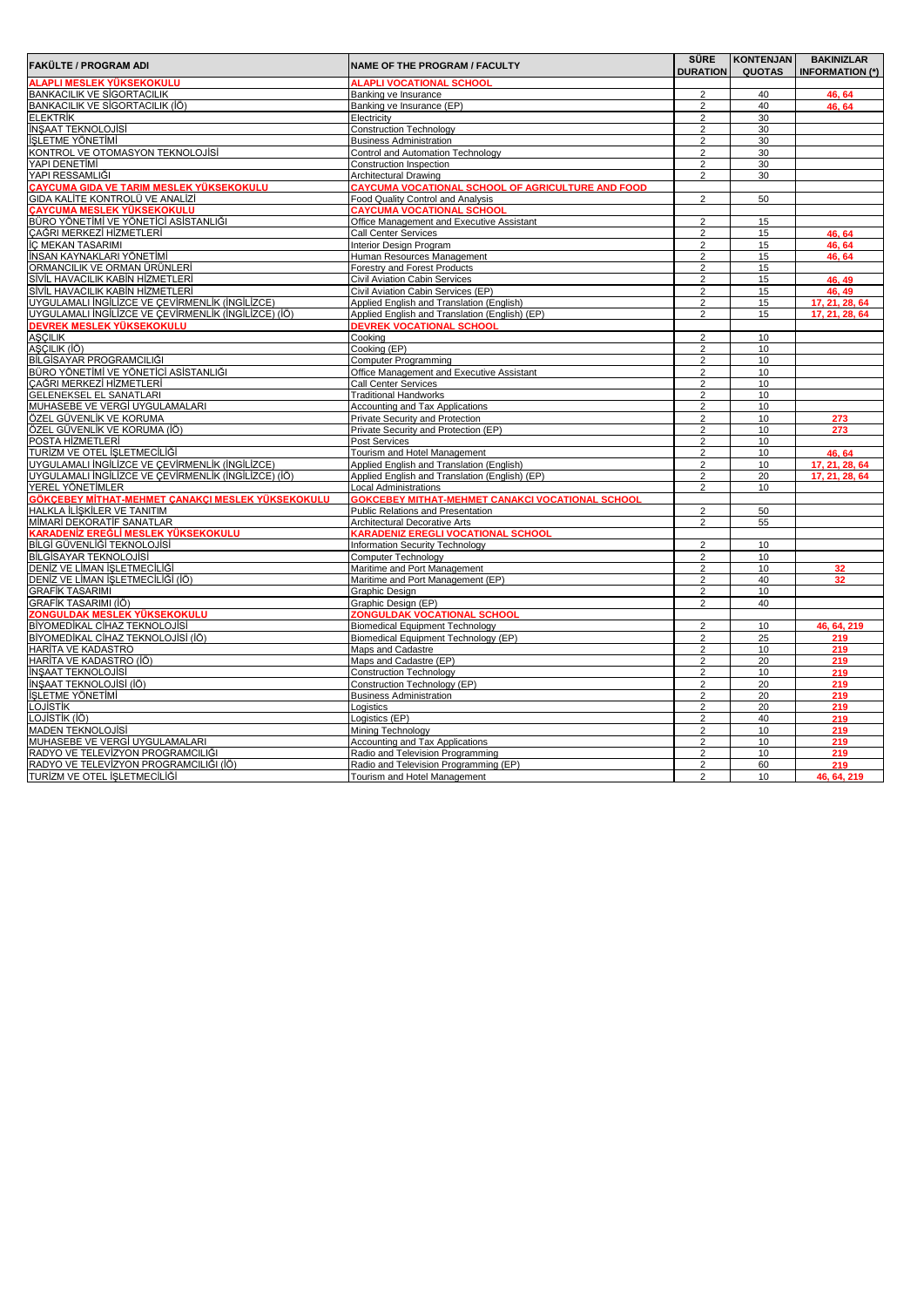| FAKÜLTE / PROGRAM ADI | NAME OF THE PROGRAM / FACULTY | SÜRE DURATION | KONTENJAN QUOTAS | BAKINIZLAR INFORMATION (*) |
|---|---|---|---|---|
| **ALAPLI MESLEK YÜKSEKOKULU** | **ALAPLI VOCATIONAL SCHOOL** | | | |
| BANKACILIK VE SİGORTACILIK | Banking ve Insurance | 2 | 40 | 46, 64 |
| BANKACILIK VE SİGORTACILIK (İÖ) | Banking ve Insurance (EP) | 2 | 40 | 46, 64 |
| ELEKTRİK | Electricity | 2 | 30 | |
| İNŞAAT TEKNOLOJİSİ | Construction Technology | 2 | 30 | |
| İŞLETME YÖNETİMİ | Business Administration | 2 | 30 | |
| KONTROL VE OTOMASYON TEKNOLOJİSİ | Control and Automation Technology | 2 | 30 | |
| YAPI DENETİMİ | Construction Inspection | 2 | 30 | |
| YAPI RESSAMLIĞI | Architectural Drawing | 2 | 30 | |
| **ÇAYCUMA GIDA VE TARIM MESLEK YÜKSEKOKULU** | **CAYCUMA VOCATIONAL SCHOOL OF AGRICULTURE AND FOOD** | | | |
| GIDA KALİTE KONTROLÜ VE ANALİZİ | Food Quality Control and Analysis | 2 | 50 | |
| **ÇAYCUMA MESLEK YÜKSEKOKULU** | **CAYCUMA VOCATIONAL SCHOOL** | | | |
| BÜRO YÖNETİMİ VE YÖNETİCİ ASİSTANLIĞI | Office Management and Executive Assistant | 2 | 15 | |
| ÇAĞRI MERKEZİ HİZMETLERİ | Call Center Services | 2 | 15 | 46, 64 |
| İÇ MEKAN TASARIMI | Interior Design Program | 2 | 15 | 46, 64 |
| İNSAN KAYNAKLARI YÖNETİMİ | Human Resources Management | 2 | 15 | 46, 64 |
| ORMANCILIK VE ORMAN ÜRÜNLERİ | Forestry and Forest Products | 2 | 15 | |
| SİVİL HAVACILIK KABİN HİZMETLERİ | Civil Aviation Cabin Services | 2 | 15 | 46, 49 |
| SİVİL HAVACILIK KABİN HİZMETLERİ | Civil Aviation Cabin Services (EP) | 2 | 15 | 46, 49 |
| UYGULAMALI İNGİLİZCE VE ÇEVİRMENLİK (İNGİLİZCE) | Applied English and Translation (English) | 2 | 15 | 17, 21, 28, 64 |
| UYGULAMALI İNGİLİZCE VE ÇEVİRMENLİK (İNGİLİZCE) (İÖ) | Applied English and Translation (English) (EP) | 2 | 15 | 17, 21, 28, 64 |
| **DEVREK MESLEK YÜKSEKOKULU** | **DEVREK VOCATIONAL SCHOOL** | | | |
| AŞÇILIK | Cooking | 2 | 10 | |
| AŞÇILIK (İÖ) | Cooking (EP) | 2 | 10 | |
| BİLGİSAYAR PROGRAMCILIĞI | Computer Programming | 2 | 10 | |
| BÜRO YÖNETİMİ VE YÖNETİCİ ASİSTANLIĞI | Office Management and Executive Assistant | 2 | 10 | |
| ÇAĞRI MERKEZİ HİZMETLERİ | Call Center Services | 2 | 10 | |
| GELENEKSEL EL SANATLARI | Traditional Handworks | 2 | 10 | |
| MUHASEBE VE VERGİ UYGULAMALARI | Accounting and Tax Applications | 2 | 10 | |
| ÖZEL GÜVENLİK VE KORUMA | Private Security and Protection | 2 | 10 | 273 |
| ÖZEL GÜVENLİK VE KORUMA (İÖ) | Private Security and Protection (EP) | 2 | 10 | 273 |
| POSTA HİZMETLERİ | Post Services | 2 | 10 | |
| TURİZM VE OTEL İŞLETMECİLİĞİ | Tourism and Hotel Management | 2 | 10 | 46, 64 |
| UYGULAMALI İNGİLİZCE VE ÇEVİRMENLİK (İNGİLİZCE) | Applied English and Translation (English) | 2 | 10 | 17, 21, 28, 64 |
| UYGULAMALI İNGİLİZCE VE ÇEVİRMENLİK (İNGİLİZCE) (İÖ) | Applied English and Translation (English) (EP) | 2 | 20 | 17, 21, 28, 64 |
| YEREL YÖNETİMLER | Local Administrations | 2 | 10 | |
| **GÖKÇEBEY MİTHAT-MEHMET ÇANAKÇI MESLEK YÜKSEKOKULU** | **GOKCEBEY MITHAT-MEHMET CANAKCI VOCATIONAL SCHOOL** | | | |
| HALKLA İLİŞKİLER VE TANITIM | Public Relations and Presentation | 2 | 50 | |
| MİMARİ DEKORATİF SANATLAR | Architectural Decorative Arts | 2 | 55 | |
| **KARADENİZ EREĞLİ MESLEK YÜKSEKOKULU** | **KARADENIZ EREGLI VOCATIONAL SCHOOL** | | | |
| BİLGİ GÜVENLİĞİ TEKNOLOJİSİ | Information Security Technology | 2 | 10 | |
| BİLGİSAYAR TEKNOLOJİSİ | Computer Technology | 2 | 10 | |
| DENİZ VE LİMAN İŞLETMECİLİĞİ | Maritime and Port Management | 2 | 10 | 32 |
| DENİZ VE LİMAN İŞLETMECİLİĞİ (İÖ) | Maritime and Port Management (EP) | 2 | 40 | 32 |
| GRAFİK TASARIMI | Graphic Design | 2 | 10 | |
| GRAFİK TASARIMI (İÖ) | Graphic Design (EP) | 2 | 40 | |
| **ZONGULDAK MESLEK YÜKSEKOKULU** | **ZONGULDAK VOCATIONAL SCHOOL** | | | |
| BİYOMEDİKAL CİHAZ TEKNOLOJİSİ | Biomedical Equipment Technology | 2 | 10 | 46, 64, 219 |
| BİYOMEDİKAL CİHAZ TEKNOLOJİSİ (İÖ) | Biomedical Equipment Technology (EP) | 2 | 25 | 219 |
| HARİTA VE KADASTRO | Maps and Cadastre | 2 | 10 | 219 |
| HARİTA VE KADASTRO (İÖ) | Maps and Cadastre (EP) | 2 | 20 | 219 |
| İNŞAAT TEKNOLOJİSİ | Construction Technology | 2 | 10 | 219 |
| İNŞAAT TEKNOLOJİSİ (İÖ) | Construction Technology (EP) | 2 | 20 | 219 |
| İŞLETME YÖNETİMİ | Business Administration | 2 | 20 | 219 |
| LOJİSTİK | Logistics | 2 | 20 | 219 |
| LOJİSTİK (İÖ) | Logistics (EP) | 2 | 40 | 219 |
| MADEN TEKNOLOJİSİ | Mining Technology | 2 | 10 | 219 |
| MUHASEBE VE VERGİ UYGULAMALARI | Accounting and Tax Applications | 2 | 10 | 219 |
| RADYO VE TELEVİZYON PROGRAMCILIĞI | Radio and Television Programming | 2 | 10 | 219 |
| RADYO VE TELEVİZYON PROGRAMCILIĞI (İÖ) | Radio and Television Programming (EP) | 2 | 60 | 219 |
| TURİZM VE OTEL İŞLETMECİLİĞİ | Tourism and Hotel Management | 2 | 10 | 46, 64, 219 |